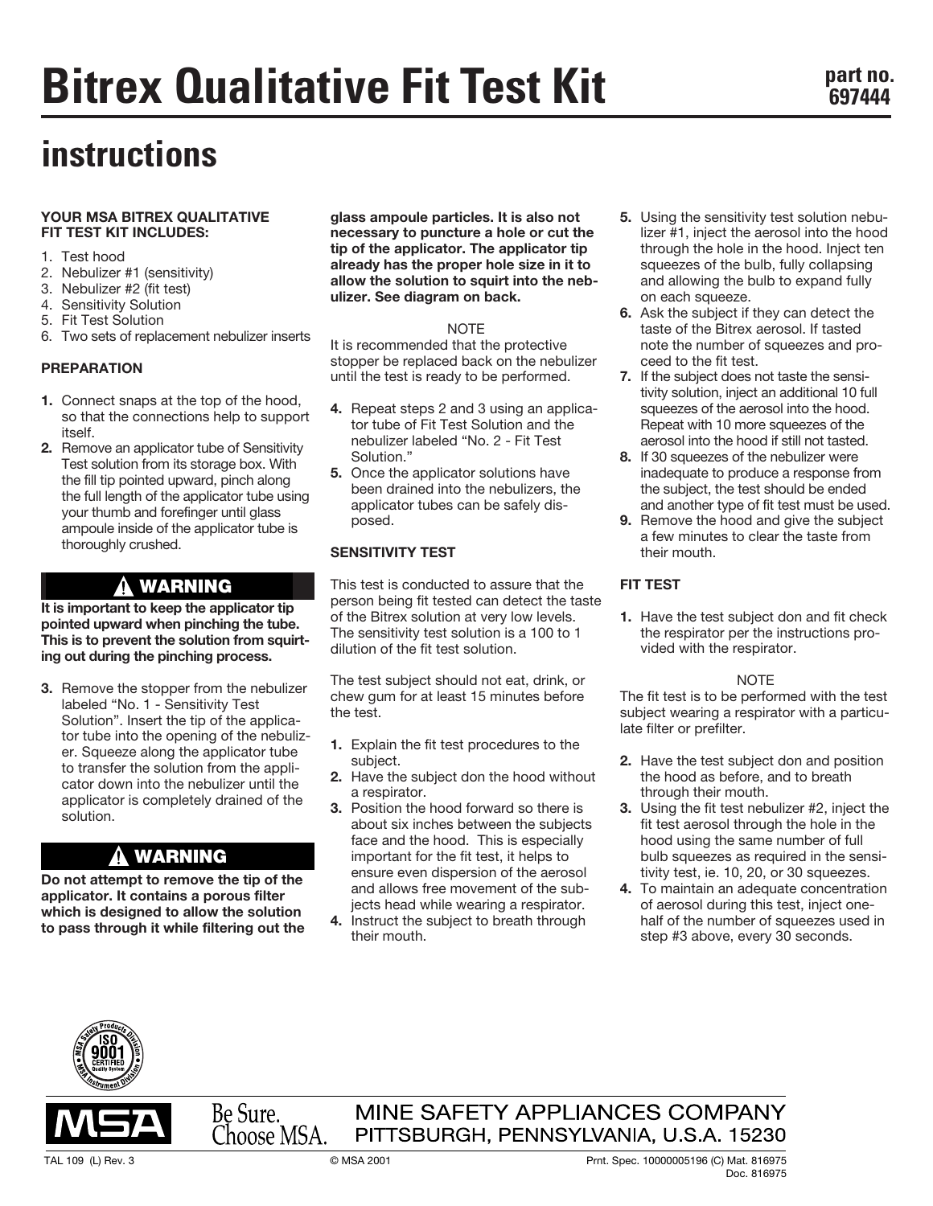# Bitrex Qualitative Fit Test Kit

**part no. 697444**

## instructions

**YOUR MSA BITREX QUALITATIVE FIT TEST KIT INCLUDES:**

1. Test hood
2. Nebulizer #1 (sensitivity)
3. Nebulizer #2 (fit test)
4. Sensitivity Solution
5. Fit Test Solution
6. Two sets of replacement nebulizer inserts

**PREPARATION**

1. Connect snaps at the top of the hood, so that the connections help to support itself.
2. Remove an applicator tube of Sensitivity Test solution from its storage box. With the fill tip pointed upward, pinch along the full length of the applicator tube using your thumb and forefinger until glass ampoule inside of the applicator tube is thoroughly crushed.

**⚠ WARNING**

**It is important to keep the applicator tip pointed upward when pinching the tube. This is to prevent the solution from squirting out during the pinching process.**

3. Remove the stopper from the nebulizer labeled "No. 1 - Sensitivity Test Solution". Insert the tip of the applicator tube into the opening of the nebulizer. Squeeze along the applicator tube to transfer the solution from the applicator down into the nebulizer until the applicator is completely drained of the solution.

**⚠ WARNING**

**Do not attempt to remove the tip of the applicator. It contains a porous filter which is designed to allow the solution to pass through it while filtering out the glass ampoule particles. It is also not necessary to puncture a hole or cut the tip of the applicator. The applicator tip already has the proper hole size in it to allow the solution to squirt into the nebulizer. See diagram on back.**

NOTE

It is recommended that the protective stopper be replaced back on the nebulizer until the test is ready to be performed.

4. Repeat steps 2 and 3 using an applicator tube of Fit Test Solution and the nebulizer labeled "No. 2 - Fit Test Solution."
5. Once the applicator solutions have been drained into the nebulizers, the applicator tubes can be safely disposed.

**SENSITIVITY TEST**

This test is conducted to assure that the person being fit tested can detect the taste of the Bitrex solution at very low levels. The sensitivity test solution is a 100 to 1 dilution of the fit test solution.

The test subject should not eat, drink, or chew gum for at least 15 minutes before the test.

1. Explain the fit test procedures to the subject.
2. Have the subject don the hood without a respirator.
3. Position the hood forward so there is about six inches between the subjects face and the hood. This is especially important for the fit test, it helps to ensure even dispersion of the aerosol and allows free movement of the subjects head while wearing a respirator.
4. Instruct the subject to breath through their mouth.
5. Using the sensitivity test solution nebulizer #1, inject the aerosol into the hood through the hole in the hood. Inject ten squeezes of the bulb, fully collapsing and allowing the bulb to expand fully on each squeeze.
6. Ask the subject if they can detect the taste of the Bitrex aerosol. If tasted note the number of squeezes and proceed to the fit test.
7. If the subject does not taste the sensitivity solution, inject an additional 10 full squeezes of the aerosol into the hood. Repeat with 10 more squeezes of the aerosol into the hood if still not tasted.
8. If 30 squeezes of the nebulizer were inadequate to produce a response from the subject, the test should be ended and another type of fit test must be used.
9. Remove the hood and give the subject a few minutes to clear the taste from their mouth.

**FIT TEST**

1. Have the test subject don and fit check the respirator per the instructions provided with the respirator.

NOTE

The fit test is to be performed with the test subject wearing a respirator with a particulate filter or prefilter.

2. Have the test subject don and position the hood as before, and to breath through their mouth.
3. Using the fit test nebulizer #2, inject the fit test aerosol through the hole in the hood using the same number of full bulb squeezes as required in the sensitivity test, ie. 10, 20, or 30 squeezes.
4. To maintain an adequate concentration of aerosol during this test, inject one-half of the number of squeezes used in step #3 above, every 30 seconds.

MSA — Be Sure. Choose MSA.

MINE SAFETY APPLIANCES COMPANY
PITTSBURGH, PENNSYLVANIA, U.S.A. 15230

TAL 109 (L) Rev. 3 © MSA 2001 Prnt. Spec. 10000005196 (C) Mat. 816975 Doc. 816975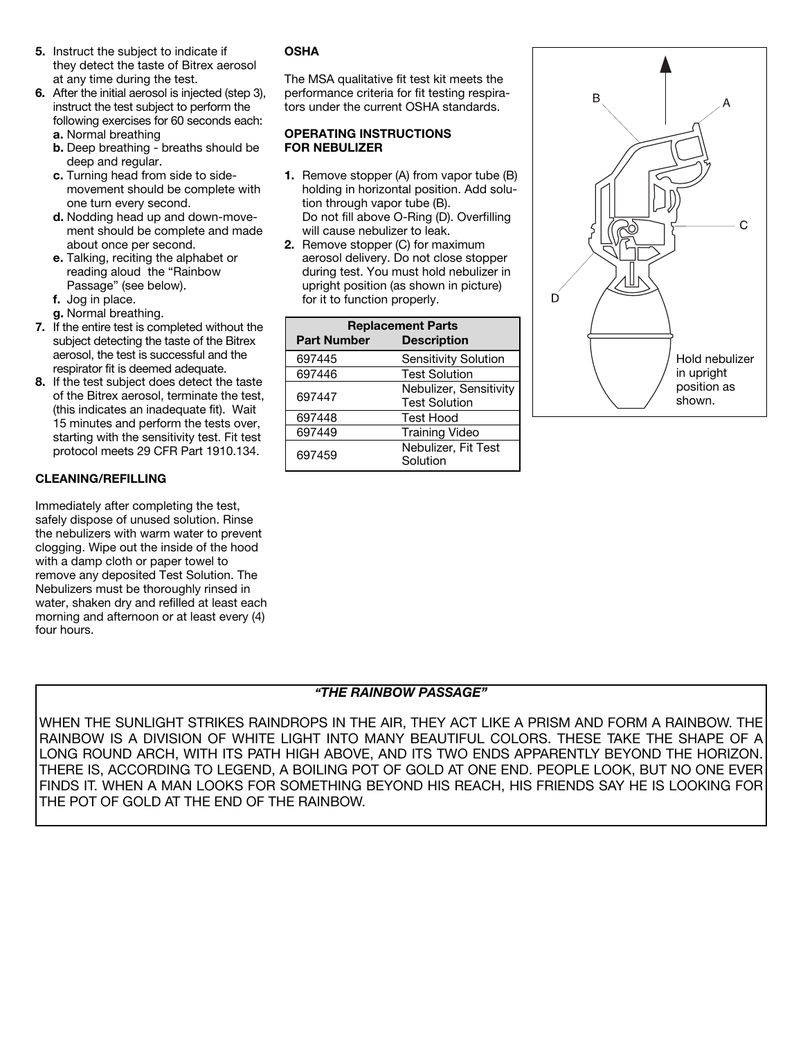5. Instruct the subject to indicate if they detect the taste of Bitrex aerosol at any time during the test.
6. After the initial aerosol is injected (step 3), instruct the test subject to perform the following exercises for 60 seconds each:
   a. Normal breathing
   b. Deep breathing - breaths should be deep and regular.
   c. Turning head from side to side-movement should be complete with one turn every second.
   d. Nodding head up and down-movement should be complete and made about once per second.
   e. Talking, reciting the alphabet or reading aloud the "Rainbow Passage" (see below).
   f. Jog in place.
   g. Normal breathing.
7. If the entire test is completed without the subject detecting the taste of the Bitrex aerosol, the test is successful and the respirator fit is deemed adequate.
8. If the test subject does detect the taste of the Bitrex aerosol, terminate the test, (this indicates an inadequate fit). Wait 15 minutes and perform the tests over, starting with the sensitivity test. Fit test protocol meets 29 CFR Part 1910.134.

## CLEANING/REFILLING

Immediately after completing the test, safely dispose of unused solution. Rinse the nebulizers with warm water to prevent clogging. Wipe out the inside of the hood with a damp cloth or paper towel to remove any deposited Test Solution. The Nebulizers must be thoroughly rinsed in water, shaken dry and refilled at least each morning and afternoon or at least every (4) four hours.

## OSHA

The MSA qualitative fit test kit meets the performance criteria for fit testing respirators under the current OSHA standards.

## OPERATING INSTRUCTIONS FOR NEBULIZER

1. Remove stopper (A) from vapor tube (B) holding in horizontal position. Add solution through vapor tube (B). Do not fill above O-Ring (D). Overfilling will cause nebulizer to leak.
2. Remove stopper (C) for maximum aerosol delivery. Do not close stopper during test. You must hold nebulizer in upright position (as shown in picture) for it to function properly.

| Replacement Parts | |
|---|---|
| **Part Number** | **Description** |
| 697445 | Sensitivity Solution |
| 697446 | Test Solution |
| 697447 | Nebulizer, Sensitivity Test Solution |
| 697448 | Test Hood |
| 697449 | Training Video |
| 697459 | Nebulizer, Fit Test Solution |

B
A
C
D

Hold nebulizer in upright position as shown.

### *"THE RAINBOW PASSAGE"*

WHEN THE SUNLIGHT STRIKES RAINDROPS IN THE AIR, THEY ACT LIKE A PRISM AND FORM A RAINBOW. THE RAINBOW IS A DIVISION OF WHITE LIGHT INTO MANY BEAUTIFUL COLORS. THESE TAKE THE SHAPE OF A LONG ROUND ARCH, WITH ITS PATH HIGH ABOVE, AND ITS TWO ENDS APPARENTLY BEYOND THE HORIZON. THERE IS, ACCORDING TO LEGEND, A BOILING POT OF GOLD AT ONE END. PEOPLE LOOK, BUT NO ONE EVER FINDS IT. WHEN A MAN LOOKS FOR SOMETHING BEYOND HIS REACH, HIS FRIENDS SAY HE IS LOOKING FOR THE POT OF GOLD AT THE END OF THE RAINBOW.